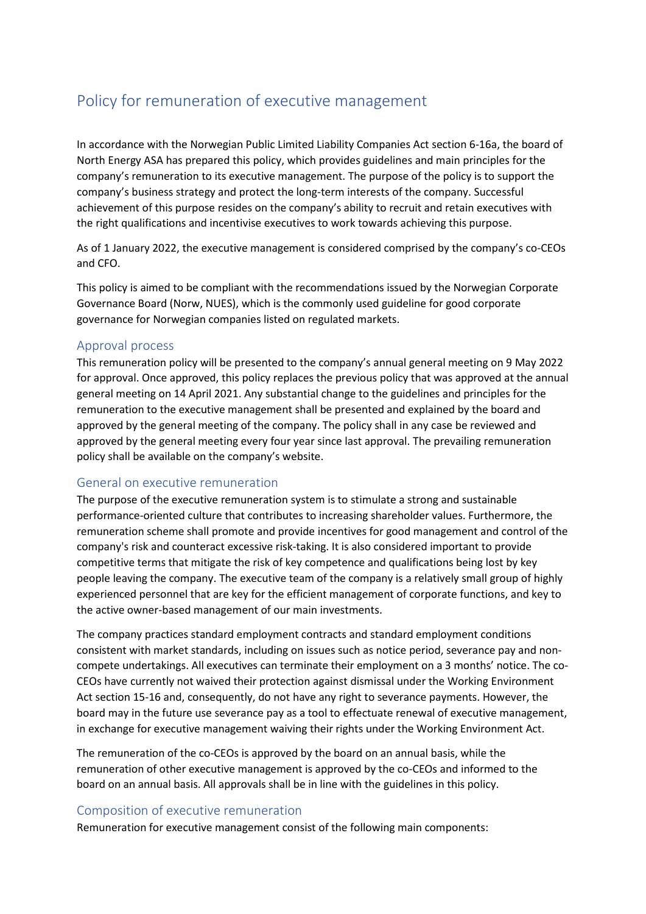# Policy for remuneration of executive management

In accordance with the Norwegian Public Limited Liability Companies Act section 6-16a, the board of North Energy ASA has prepared this policy, which provides guidelines and main principles for the company's remuneration to its executive management. The purpose of the policy is to support the company's business strategy and protect the long-term interests of the company. Successful achievement of this purpose resides on the company's ability to recruit and retain executives with the right qualifications and incentivise executives to work towards achieving this purpose.

As of 1 January 2022, the executive management is considered comprised by the company's co-CEOs and CFO.

This policy is aimed to be compliant with the recommendations issued by the Norwegian Corporate Governance Board (Norw, NUES), which is the commonly used guideline for good corporate governance for Norwegian companies listed on regulated markets.

## Approval process

This remuneration policy will be presented to the company's annual general meeting on 9 May 2022 for approval. Once approved, this policy replaces the previous policy that was approved at the annual general meeting on 14 April 2021. Any substantial change to the guidelines and principles for the remuneration to the executive management shall be presented and explained by the board and approved by the general meeting of the company. The policy shall in any case be reviewed and approved by the general meeting every four year since last approval. The prevailing remuneration policy shall be available on the company's website.

## General on executive remuneration

The purpose of the executive remuneration system is to stimulate a strong and sustainable performance-oriented culture that contributes to increasing shareholder values. Furthermore, the remuneration scheme shall promote and provide incentives for good management and control of the company's risk and counteract excessive risk-taking. It is also considered important to provide competitive terms that mitigate the risk of key competence and qualifications being lost by key people leaving the company. The executive team of the company is a relatively small group of highly experienced personnel that are key for the efficient management of corporate functions, and key to the active owner-based management of our main investments.

The company practices standard employment contracts and standard employment conditions consistent with market standards, including on issues such as notice period, severance pay and non-compete undertakings. All executives can terminate their employment on a 3 months' notice. The co-CEOs have currently not waived their protection against dismissal under the Working Environment Act section 15-16 and, consequently, do not have any right to severance payments. However, the board may in the future use severance pay as a tool to effectuate renewal of executive management, in exchange for executive management waiving their rights under the Working Environment Act.

The remuneration of the co-CEOs is approved by the board on an annual basis, while the remuneration of other executive management is approved by the co-CEOs and informed to the board on an annual basis. All approvals shall be in line with the guidelines in this policy.

## Composition of executive remuneration

Remuneration for executive management consist of the following main components: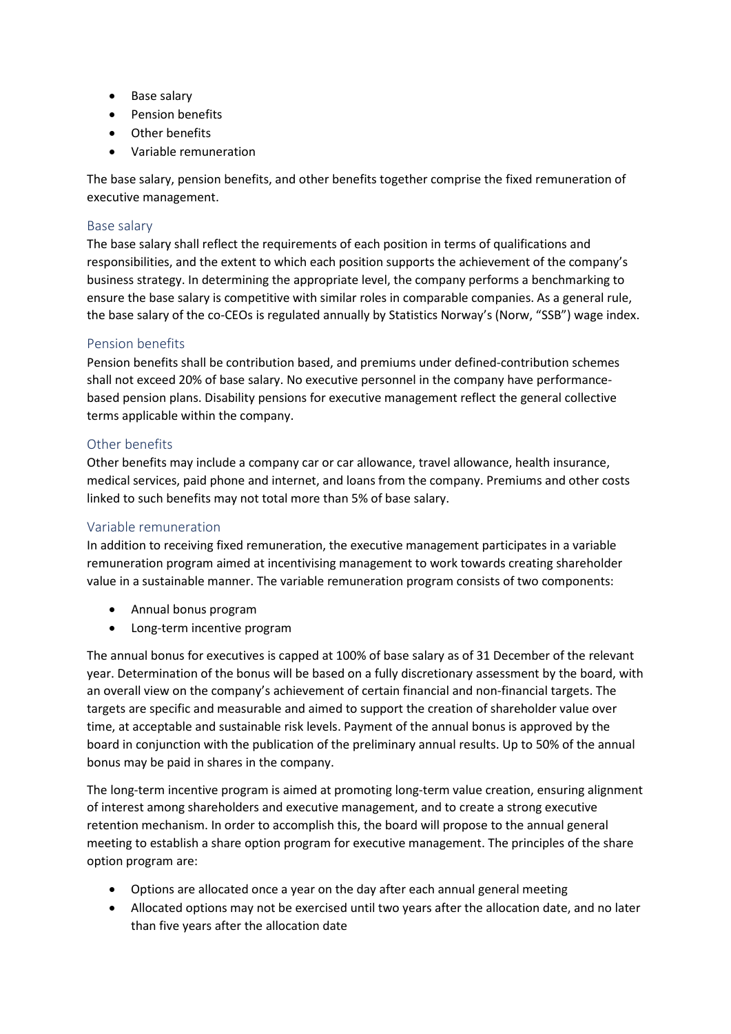- Base salary
- Pension benefits
- Other benefits
- Variable remuneration

The base salary, pension benefits, and other benefits together comprise the fixed remuneration of executive management.

### Base salary

The base salary shall reflect the requirements of each position in terms of qualifications and responsibilities, and the extent to which each position supports the achievement of the company's business strategy. In determining the appropriate level, the company performs a benchmarking to ensure the base salary is competitive with similar roles in comparable companies. As a general rule, the base salary of the co-CEOs is regulated annually by Statistics Norway's (Norw, "SSB") wage index.

### Pension benefits

Pension benefits shall be contribution based, and premiums under defined-contribution schemes shall not exceed 20% of base salary. No executive personnel in the company have performance-based pension plans. Disability pensions for executive management reflect the general collective terms applicable within the company.

### Other benefits

Other benefits may include a company car or car allowance, travel allowance, health insurance, medical services, paid phone and internet, and loans from the company. Premiums and other costs linked to such benefits may not total more than 5% of base salary.

### Variable remuneration

In addition to receiving fixed remuneration, the executive management participates in a variable remuneration program aimed at incentivising management to work towards creating shareholder value in a sustainable manner. The variable remuneration program consists of two components:

- Annual bonus program
- Long-term incentive program

The annual bonus for executives is capped at 100% of base salary as of 31 December of the relevant year. Determination of the bonus will be based on a fully discretionary assessment by the board, with an overall view on the company's achievement of certain financial and non-financial targets. The targets are specific and measurable and aimed to support the creation of shareholder value over time, at acceptable and sustainable risk levels. Payment of the annual bonus is approved by the board in conjunction with the publication of the preliminary annual results. Up to 50% of the annual bonus may be paid in shares in the company.

The long-term incentive program is aimed at promoting long-term value creation, ensuring alignment of interest among shareholders and executive management, and to create a strong executive retention mechanism. In order to accomplish this, the board will propose to the annual general meeting to establish a share option program for executive management. The principles of the share option program are:

- Options are allocated once a year on the day after each annual general meeting
- Allocated options may not be exercised until two years after the allocation date, and no later than five years after the allocation date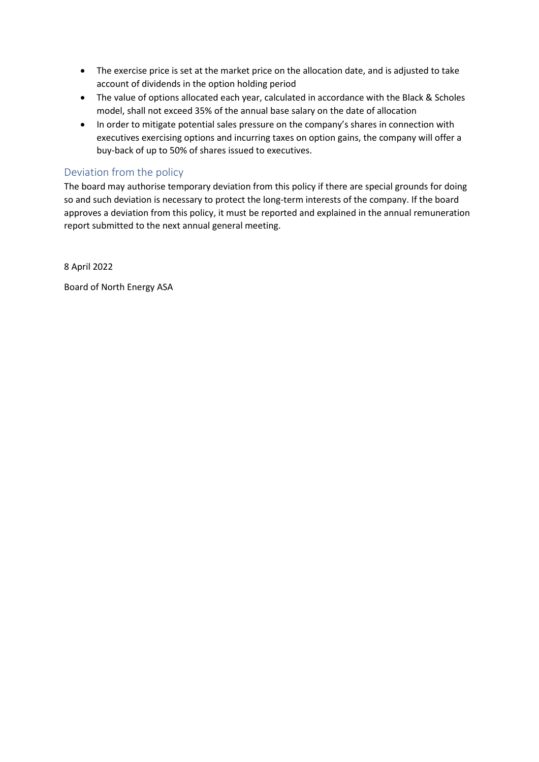- The exercise price is set at the market price on the allocation date, and is adjusted to take account of dividends in the option holding period
- The value of options allocated each year, calculated in accordance with the Black & Scholes model, shall not exceed 35% of the annual base salary on the date of allocation
- In order to mitigate potential sales pressure on the company's shares in connection with executives exercising options and incurring taxes on option gains, the company will offer a buy-back of up to 50% of shares issued to executives.

## Deviation from the policy

The board may authorise temporary deviation from this policy if there are special grounds for doing so and such deviation is necessary to protect the long-term interests of the company. If the board approves a deviation from this policy, it must be reported and explained in the annual remuneration report submitted to the next annual general meeting.

8 April 2022

Board of North Energy ASA